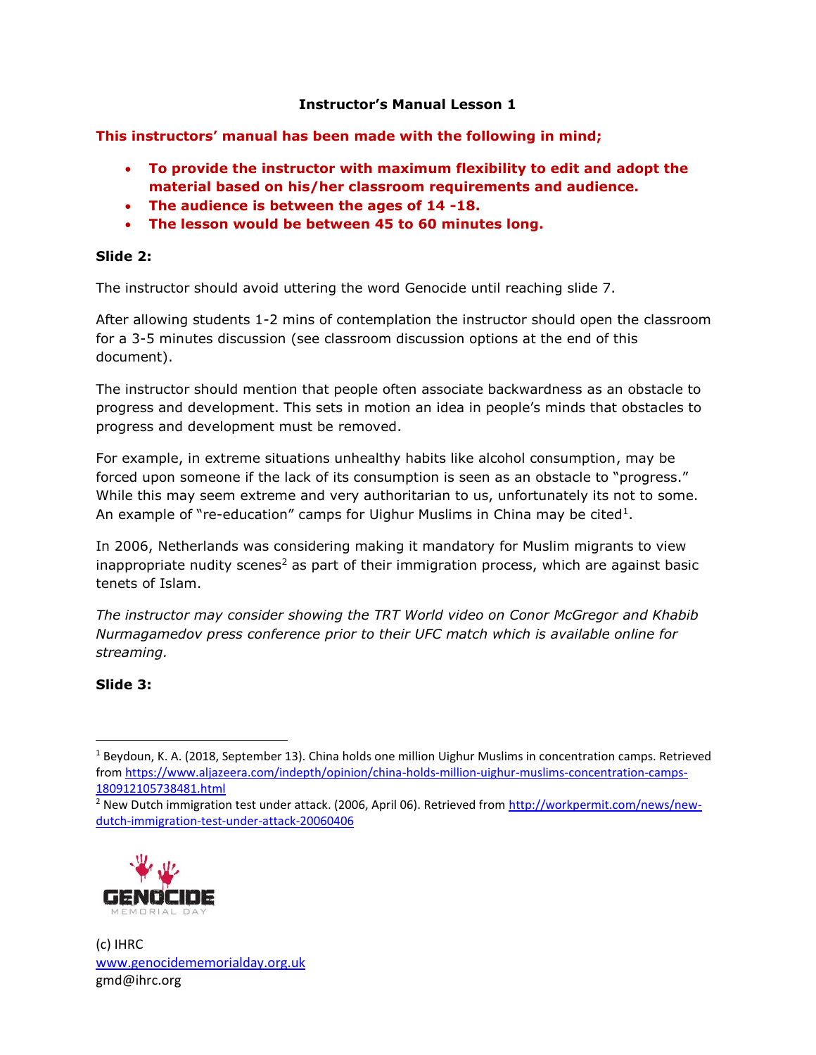**Instructor's Manual Lesson 1**

**This instructors' manual has been made with the following in mind;**

- **To provide the instructor with maximum flexibility to edit and adopt the material based on his/her classroom requirements and audience.**
- **The audience is between the ages of 14 -18.**
- **The lesson would be between 45 to 60 minutes long.**

**Slide 2:**

The instructor should avoid uttering the word Genocide until reaching slide 7.

After allowing students 1-2 mins of contemplation the instructor should open the classroom for a 3-5 minutes discussion (see classroom discussion options at the end of this document).

The instructor should mention that people often associate backwardness as an obstacle to progress and development. This sets in motion an idea in people's minds that obstacles to progress and development must be removed.

For example, in extreme situations unhealthy habits like alcohol consumption, may be forced upon someone if the lack of its consumption is seen as an obstacle to "progress." While this may seem extreme and very authoritarian to us, unfortunately its not to some. An example of "re-education" camps for Uighur Muslims in China may be cited[1].

In 2006, Netherlands was considering making it mandatory for Muslim migrants to view inappropriate nudity scenes[2] as part of their immigration process, which are against basic tenets of Islam.

*The instructor may consider showing the TRT World video on Conor McGregor and Khabib Nurmagamedov press conference prior to their UFC match which is available online for streaming.*

**Slide 3:**

---

[1] Beydoun, K. A. (2018, September 13). China holds one million Uighur Muslims in concentration camps. Retrieved from https://www.aljazeera.com/indepth/opinion/china-holds-million-uighur-muslims-concentration-camps-180912105738481.html

[2] New Dutch immigration test under attack. (2006, April 06). Retrieved from http://workpermit.com/news/new-dutch-immigration-test-under-attack-20060406

GENOCIDE MEMORIAL DAY

(c) IHRC
www.genocidememorialday.org.uk
gmd@ihrc.org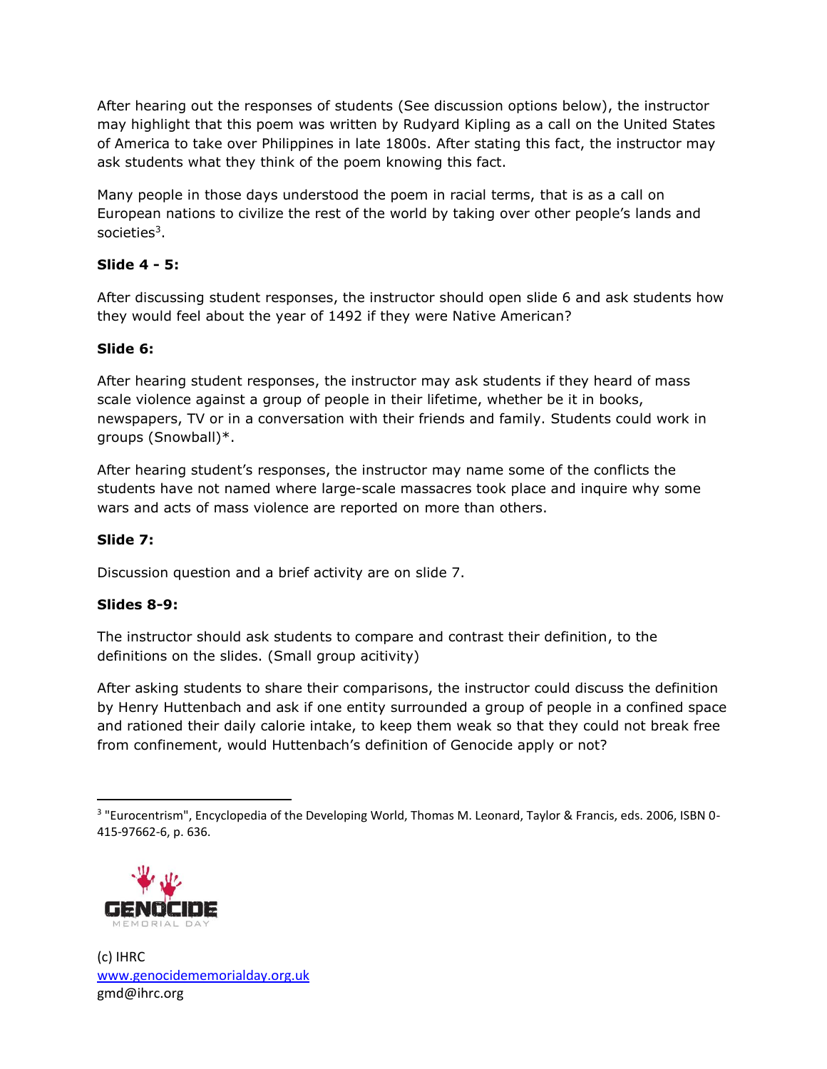After hearing out the responses of students (See discussion options below), the instructor may highlight that this poem was written by Rudyard Kipling as a call on the United States of America to take over Philippines in late 1800s. After stating this fact, the instructor may ask students what they think of the poem knowing this fact.

Many people in those days understood the poem in racial terms, that is as a call on European nations to civilize the rest of the world by taking over other people's lands and societies[3].

**Slide 4 - 5:**

After discussing student responses, the instructor should open slide 6 and ask students how they would feel about the year of 1492 if they were Native American?

**Slide 6:**

After hearing student responses, the instructor may ask students if they heard of mass scale violence against a group of people in their lifetime, whether be it in books, newspapers, TV or in a conversation with their friends and family. Students could work in groups (Snowball)*.

After hearing student's responses, the instructor may name some of the conflicts the students have not named where large-scale massacres took place and inquire why some wars and acts of mass violence are reported on more than others.

**Slide 7:**

Discussion question and a brief activity are on slide 7.

**Slides 8-9:**

The instructor should ask students to compare and contrast their definition, to the definitions on the slides. (Small group acitivity)

After asking students to share their comparisons, the instructor could discuss the definition by Henry Huttenbach and ask if one entity surrounded a group of people in a confined space and rationed their daily calorie intake, to keep them weak so that they could not break free from confinement, would Huttenbach's definition of Genocide apply or not?

---

[3] "Eurocentrism", Encyclopedia of the Developing World, Thomas M. Leonard, Taylor & Francis, eds. 2006, ISBN 0-415-97662-6, p. 636.

GENOCIDE MEMORIAL DAY

(c) IHRC
www.genocidememorialday.org.uk
gmd@ihrc.org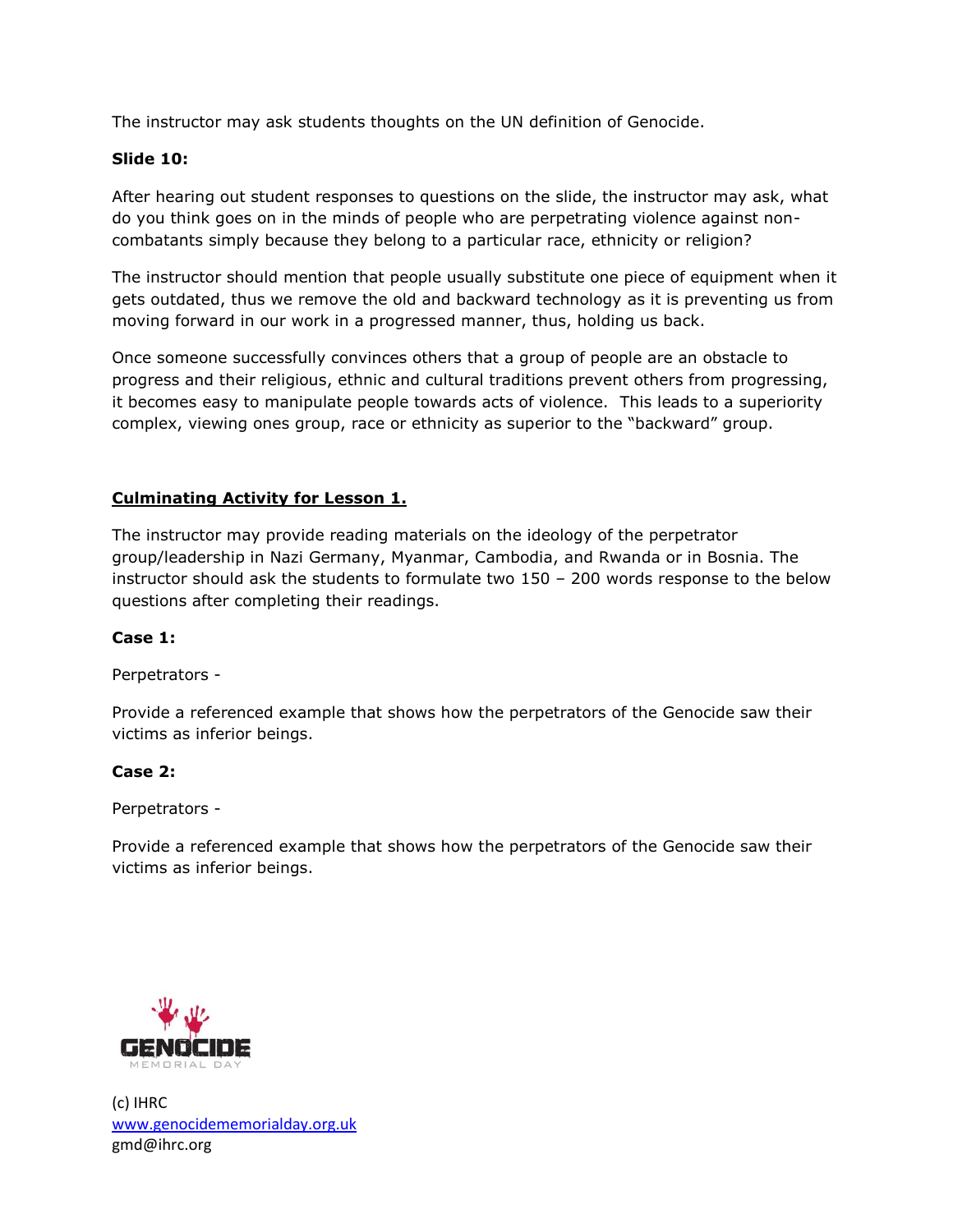The instructor may ask students thoughts on the UN definition of Genocide.

**Slide 10:**

After hearing out student responses to questions on the slide, the instructor may ask, what do you think goes on in the minds of people who are perpetrating violence against non-combatants simply because they belong to a particular race, ethnicity or religion?

The instructor should mention that people usually substitute one piece of equipment when it gets outdated, thus we remove the old and backward technology as it is preventing us from moving forward in our work in a progressed manner, thus, holding us back.

Once someone successfully convinces others that a group of people are an obstacle to progress and their religious, ethnic and cultural traditions prevent others from progressing, it becomes easy to manipulate people towards acts of violence. This leads to a superiority complex, viewing ones group, race or ethnicity as superior to the "backward" group.

**Culminating Activity for Lesson 1.**

The instructor may provide reading materials on the ideology of the perpetrator group/leadership in Nazi Germany, Myanmar, Cambodia, and Rwanda or in Bosnia. The instructor should ask the students to formulate two 150 – 200 words response to the below questions after completing their readings.

**Case 1:**

Perpetrators -

Provide a referenced example that shows how the perpetrators of the Genocide saw their victims as inferior beings.

**Case 2:**

Perpetrators -

Provide a referenced example that shows how the perpetrators of the Genocide saw their victims as inferior beings.

GENOCIDE MEMORIAL DAY

(c) IHRC
www.genocidememorialday.org.uk
gmd@ihrc.org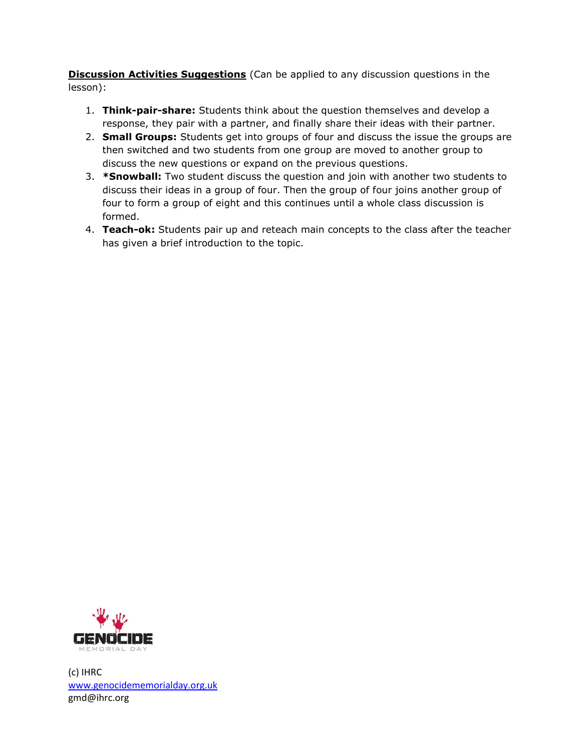**Discussion Activities Suggestions** (Can be applied to any discussion questions in the lesson):

1. **Think-pair-share:** Students think about the question themselves and develop a response, they pair with a partner, and finally share their ideas with their partner.
2. **Small Groups:** Students get into groups of four and discuss the issue the groups are then switched and two students from one group are moved to another group to discuss the new questions or expand on the previous questions.
3. ***Snowball:** Two student discuss the question and join with another two students to discuss their ideas in a group of four. Then the group of four joins another group of four to form a group of eight and this continues until a whole class discussion is formed.
4. **Teach-ok:** Students pair up and reteach main concepts to the class after the teacher has given a brief introduction to the topic.

GENOCIDE MEMORIAL DAY

(c) IHRC
www.genocidememorialday.org.uk
gmd@ihrc.org